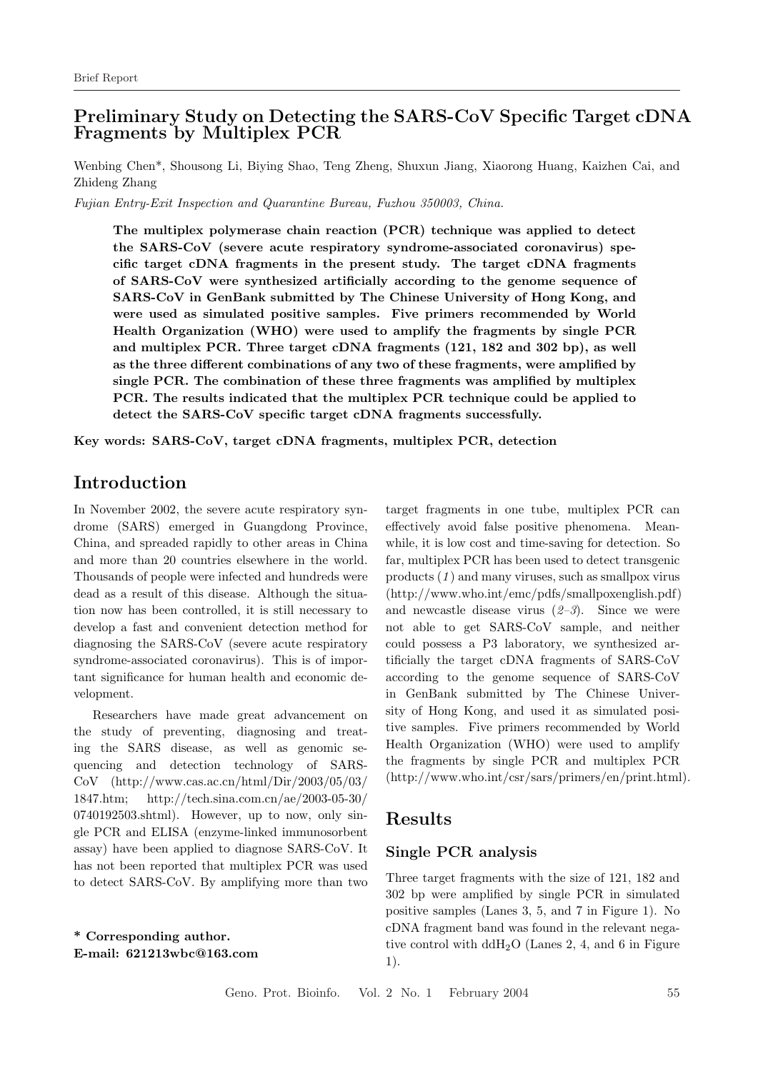Brief Report

# Preliminary Study on Detecting the SARS-CoV Specific Target cDNA Fragments by Multiplex PCR

Wenbing Chen*, Shousong Li, Biying Shao, Teng Zheng, Shuxun Jiang, Xiaorong Huang, Kaizhen Cai, and Zhideng Zhang

*Fujian Entry-Exit Inspection and Quarantine Bureau, Fuzhou 350003, China.*

**The multiplex polymerase chain reaction (PCR) technique was applied to detect the SARS-CoV (severe acute respiratory syndrome-associated coronavirus) specific target cDNA fragments in the present study. The target cDNA fragments of SARS-CoV were synthesized artificially according to the genome sequence of SARS-CoV in GenBank submitted by The Chinese University of Hong Kong, and were used as simulated positive samples. Five primers recommended by World Health Organization (WHO) were used to amplify the fragments by single PCR and multiplex PCR. Three target cDNA fragments (121, 182 and 302 bp), as well as the three different combinations of any two of these fragments, were amplified by single PCR. The combination of these three fragments was amplified by multiplex PCR. The results indicated that the multiplex PCR technique could be applied to detect the SARS-CoV specific target cDNA fragments successfully.**

**Key words: SARS-CoV, target cDNA fragments, multiplex PCR, detection**

## Introduction

In November 2002, the severe acute respiratory syndrome (SARS) emerged in Guangdong Province, China, and spreaded rapidly to other areas in China and more than 20 countries elsewhere in the world. Thousands of people were infected and hundreds were dead as a result of this disease. Although the situation now has been controlled, it is still necessary to develop a fast and convenient detection method for diagnosing the SARS-CoV (severe acute respiratory syndrome-associated coronavirus). This is of important significance for human health and economic development.

Researchers have made great advancement on the study of preventing, diagnosing and treating the SARS disease, as well as genomic sequencing and detection technology of SARS-CoV (http://www.cas.ac.cn/html/Dir/2003/05/03/1847.htm; http://tech.sina.com.cn/ae/2003-05-30/0740192503.shtml). However, up to now, only single PCR and ELISA (enzyme-linked immunosorbent assay) have been applied to diagnose SARS-CoV. It has not been reported that multiplex PCR was used to detect SARS-CoV. By amplifying more than two target fragments in one tube, multiplex PCR can effectively avoid false positive phenomena. Meanwhile, it is low cost and time-saving for detection. So far, multiplex PCR has been used to detect transgenic products (*1*) and many viruses, such as smallpox virus (http://www.who.int/emc/pdfs/smallpoxenglish.pdf) and newcastle disease virus (*2–3*). Since we were not able to get SARS-CoV sample, and neither could possess a P3 laboratory, we synthesized artificially the target cDNA fragments of SARS-CoV according to the genome sequence of SARS-CoV in GenBank submitted by The Chinese University of Hong Kong, and used it as simulated positive samples. Five primers recommended by World Health Organization (WHO) were used to amplify the fragments by single PCR and multiplex PCR (http://www.who.int/csr/sars/primers/en/print.html).

**\* Corresponding author.**
**E-mail: 621213wbc@163.com**

## Results

### Single PCR analysis

Three target fragments with the size of 121, 182 and 302 bp were amplified by single PCR in simulated positive samples (Lanes 3, 5, and 7 in Figure 1). No cDNA fragment band was found in the relevant negative control with $ddH_2O$ (Lanes 2, 4, and 6 in Figure 1).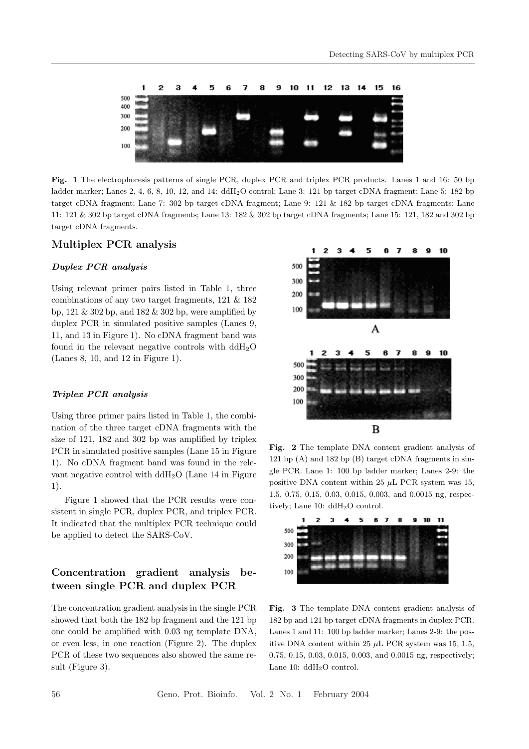1 2 3 4 5 6 7 8 9 10 11 12 13 14 15 16

500
400
300
200
100

Fig. 1 The electrophoresis patterns of single PCR, duplex PCR and triplex PCR products. Lanes 1 and 16: 50 bp ladder marker; Lanes 2, 4, 6, 8, 10, 12, and 14: $ddH_2O$ control; Lane 3: 121 bp target cDNA fragment; Lane 5: 182 bp target cDNA fragment; Lane 7: 302 bp target cDNA fragment; Lane 9: 121 & 182 bp target cDNA fragments; Lane 11: 121 & 302 bp target cDNA fragments; Lane 13: 182 & 302 bp target cDNA fragments; Lane 15: 121, 182 and 302 bp target cDNA fragments.

## Multiplex PCR analysis

### *Duplex PCR analysis*

Using relevant primer pairs listed in Table 1, three combinations of any two target fragments, 121 & 182 bp, 121 & 302 bp, and 182 & 302 bp, were amplified by duplex PCR in simulated positive samples (Lanes 9, 11, and 13 in Figure 1). No cDNA fragment band was found in the relevant negative controls with $ddH_2O$ (Lanes 8, 10, and 12 in Figure 1).

### *Triplex PCR analysis*

Using three primer pairs listed in Table 1, the combination of the three target cDNA fragments with the size of 121, 182 and 302 bp was amplified by triplex PCR in simulated positive samples (Lane 15 in Figure 1). No cDNA fragment band was found in the relevant negative control with $ddH_2O$ (Lane 14 in Figure 1).

Figure 1 showed that the PCR results were consistent in single PCR, duplex PCR, and triplex PCR. It indicated that the multiplex PCR technique could be applied to detect the SARS-CoV.

## Concentration gradient analysis between single PCR and duplex PCR

The concentration gradient analysis in the single PCR showed that both the 182 bp fragment and the 121 bp one could be amplified with 0.03 ng template DNA, or even less, in one reaction (Figure 2). The duplex PCR of these two sequences also showed the same result (Figure 3).

1 2 3 4 5 6 7 8 9 10

500
300
200
100

A

1 2 3 4 5 6 7 8 9 10

500
300
200
100

B

Fig. 2 The template DNA content gradient analysis of 121 bp (A) and 182 bp (B) target cDNA fragments in single PCR. Lane 1: 100 bp ladder marker; Lanes 2-9: the positive DNA content within 25 $\mu$L PCR system was 15, 1.5, 0.75, 0.15, 0.03, 0.015, 0.003, and 0.0015 ng, respectively; Lane 10: $ddH_2O$ control.

1 2 3 4 5 6 7 8 9 10 11

500
300
200
100

Fig. 3 The template DNA content gradient analysis of 182 bp and 121 bp target cDNA fragments in duplex PCR. Lanes 1 and 11: 100 bp ladder marker; Lanes 2-9: the positive DNA content within 25 $\mu$L PCR system was 15, 1.5, 0.75, 0.15, 0.03, 0.015, 0.003, and 0.0015 ng, respectively; Lane 10: $ddH_2O$ control.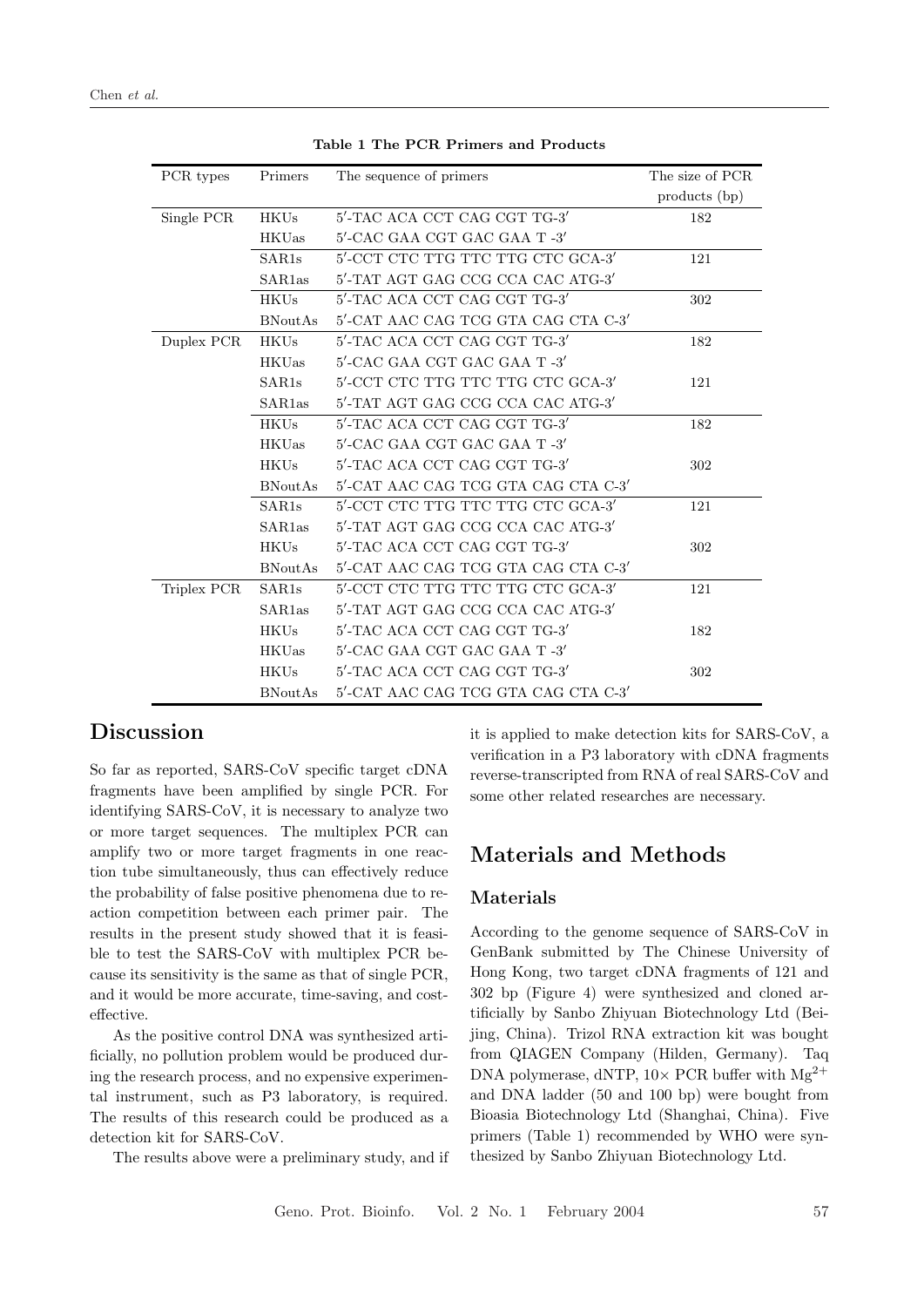**Table 1 The PCR Primers and Products**

| PCR types | Primers | The sequence of primers | The size of PCR products (bp) |
|---|---|---|---|
| Single PCR | HKUs | 5′-TAC ACA CCT CAG CGT TG-3′ | 182 |
| | HKUas | 5′-CAC GAA CGT GAC GAA T -3′ | |
| | SAR1s | 5′-CCT CTC TTG TTC TTG CTC GCA-3′ | 121 |
| | SAR1as | 5′-TAT AGT GAG CCG CCA CAC ATG-3′ | |
| | HKUs | 5′-TAC ACA CCT CAG CGT TG-3′ | 302 |
| | BNoutAs | 5′-CAT AAC CAG TCG GTA CAG CTA C-3′ | |
| Duplex PCR | HKUs | 5′-TAC ACA CCT CAG CGT TG-3′ | 182 |
| | HKUas | 5′-CAC GAA CGT GAC GAA T -3′ | |
| | SAR1s | 5′-CCT CTC TTG TTC TTG CTC GCA-3′ | 121 |
| | SAR1as | 5′-TAT AGT GAG CCG CCA CAC ATG-3′ | |
| | HKUs | 5′-TAC ACA CCT CAG CGT TG-3′ | 182 |
| | HKUas | 5′-CAC GAA CGT GAC GAA T -3′ | |
| | HKUs | 5′-TAC ACA CCT CAG CGT TG-3′ | 302 |
| | BNoutAs | 5′-CAT AAC CAG TCG GTA CAG CTA C-3′ | |
| | SAR1s | 5′-CCT CTC TTG TTC TTG CTC GCA-3′ | 121 |
| | SAR1as | 5′-TAT AGT GAG CCG CCA CAC ATG-3′ | |
| | HKUs | 5′-TAC ACA CCT CAG CGT TG-3′ | 302 |
| | BNoutAs | 5′-CAT AAC CAG TCG GTA CAG CTA C-3′ | |
| Triplex PCR | SAR1s | 5′-CCT CTC TTG TTC TTG CTC GCA-3′ | 121 |
| | SAR1as | 5′-TAT AGT GAG CCG CCA CAC ATG-3′ | |
| | HKUs | 5′-TAC ACA CCT CAG CGT TG-3′ | 182 |
| | HKUas | 5′-CAC GAA CGT GAC GAA T -3′ | |
| | HKUs | 5′-TAC ACA CCT CAG CGT TG-3′ | 302 |
| | BNoutAs | 5′-CAT AAC CAG TCG GTA CAG CTA C-3′ | |

## Discussion

So far as reported, SARS-CoV specific target cDNA fragments have been amplified by single PCR. For identifying SARS-CoV, it is necessary to analyze two or more target sequences. The multiplex PCR can amplify two or more target fragments in one reaction tube simultaneously, thus can effectively reduce the probability of false positive phenomena due to reaction competition between each primer pair. The results in the present study showed that it is feasible to test the SARS-CoV with multiplex PCR because its sensitivity is the same as that of single PCR, and it would be more accurate, time-saving, and cost-effective.

As the positive control DNA was synthesized artificially, no pollution problem would be produced during the research process, and no expensive experimental instrument, such as P3 laboratory, is required. The results of this research could be produced as a detection kit for SARS-CoV.

The results above were a preliminary study, and if it is applied to make detection kits for SARS-CoV, a verification in a P3 laboratory with cDNA fragments reverse-transcripted from RNA of real SARS-CoV and some other related researches are necessary.

## Materials and Methods

### Materials

According to the genome sequence of SARS-CoV in GenBank submitted by The Chinese University of Hong Kong, two target cDNA fragments of 121 and 302 bp (Figure 4) were synthesized and cloned artificially by Sanbo Zhiyuan Biotechnology Ltd (Beijing, China). Trizol RNA extraction kit was bought from QIAGEN Company (Hilden, Germany). Taq DNA polymerase, dNTP, 10× PCR buffer with $Mg^{2+}$ and DNA ladder (50 and 100 bp) were bought from Bioasia Biotechnology Ltd (Shanghai, China). Five primers (Table 1) recommended by WHO were synthesized by Sanbo Zhiyuan Biotechnology Ltd.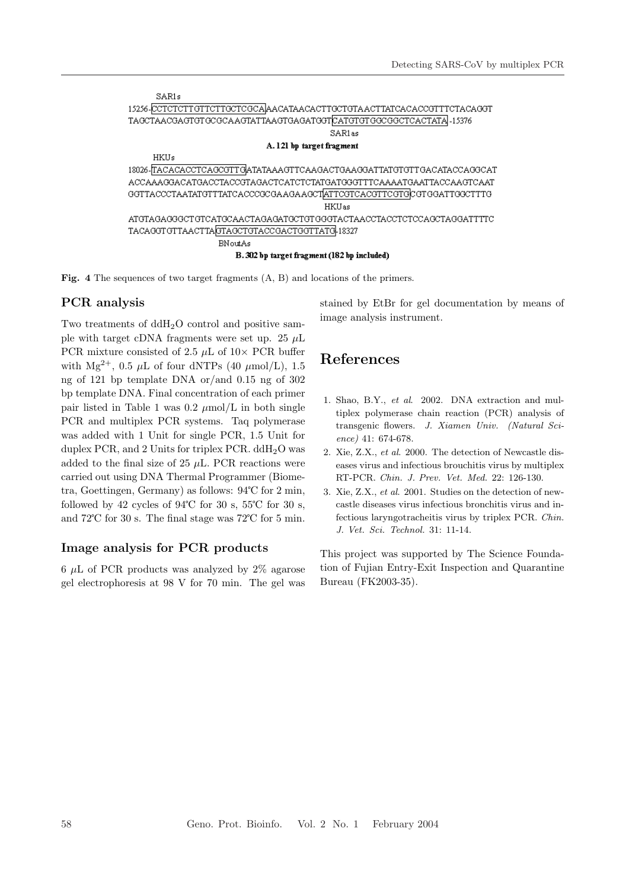SAR1s

15256-CCTCTCTTGTTCTTGCTCGCAAACATAACACTTGCTGTAACTTATCACACCGTTTCTACAGGT
TAGCTAACGAGTGTGCGCAAGTATTAAGTGAGATGGTCATGTGTGGCGGCTCACTATA-15376

SAR1as

**A. 121 bp target fragment**

HKUs

18026-TACACACCTCAGCGTTGATATAAAGTTCAAGACTGAAGGATTATGTGTTGACATACCAGGCAT
ACCAAAGGACATGACCTACCGTAGACTCATCTCTATGATGGGTTTCAAAATGAATTACCAAGTCAAT
GGTTACCCTAATATGTTTATCACCCGCGAAGAAGCTATTCGTCACGTTCGTGCGTGGATTGGCTTTG

HKUas

ATGTAGAGGGCTGTCATGCAACTAGAGATGCTGTGGGTACTAACCTACCTCTCCAGCTAGGATTTTC
TACAGGTGTTAACTTAGTAGCTGTACCGACTGGTTATG-18327

BNoutAs

**B. 302 bp target fragment (182 bp included)**

**Fig. 4** The sequences of two target fragments (A, B) and locations of the primers.

## PCR analysis

Two treatments of $ddH_2O$ control and positive sample with target cDNA fragments were set up. 25 $\mu$L PCR mixture consisted of 2.5 $\mu$L of 10× PCR buffer with $Mg^{2+}$, 0.5 $\mu$L of four dNTPs (40 $\mu$mol/L), 1.5 ng of 121 bp template DNA or/and 0.15 ng of 302 bp template DNA. Final concentration of each primer pair listed in Table 1 was 0.2 $\mu$mol/L in both single PCR and multiplex PCR systems. Taq polymerase was added with 1 Unit for single PCR, 1.5 Unit for duplex PCR, and 2 Units for triplex PCR. $ddH_2O$ was added to the final size of 25 $\mu$L. PCR reactions were carried out using DNA Thermal Programmer (Biometra, Goettingen, Germany) as follows: 94℃ for 2 min, followed by 42 cycles of 94℃ for 30 s, 55℃ for 30 s, and 72℃ for 30 s. The final stage was 72℃ for 5 min.

### Image analysis for PCR products

6 $\mu$L of PCR products was analyzed by 2% agarose gel electrophoresis at 98 V for 70 min. The gel was stained by EtBr for gel documentation by means of image analysis instrument.

## References

1. Shao, B.Y., *et al.* 2002. DNA extraction and multiplex polymerase chain reaction (PCR) analysis of transgenic flowers. *J. Xiamen Univ. (Natural Science)* 41: 674-678.
2. Xie, Z.X., *et al.* 2000. The detection of Newcastle diseases virus and infectious brouchitis virus by multiplex RT-PCR. *Chin. J. Prev. Vet. Med.* 22: 126-130.
3. Xie, Z.X., *et al.* 2001. Studies on the detection of newcastle diseases virus infectious bronchitis virus and infectious laryngotracheitis virus by triplex PCR. *Chin. J. Vet. Sci. Technol.* 31: 11-14.

This project was supported by The Science Foundation of Fujian Entry-Exit Inspection and Quarantine Bureau (FK2003-35).